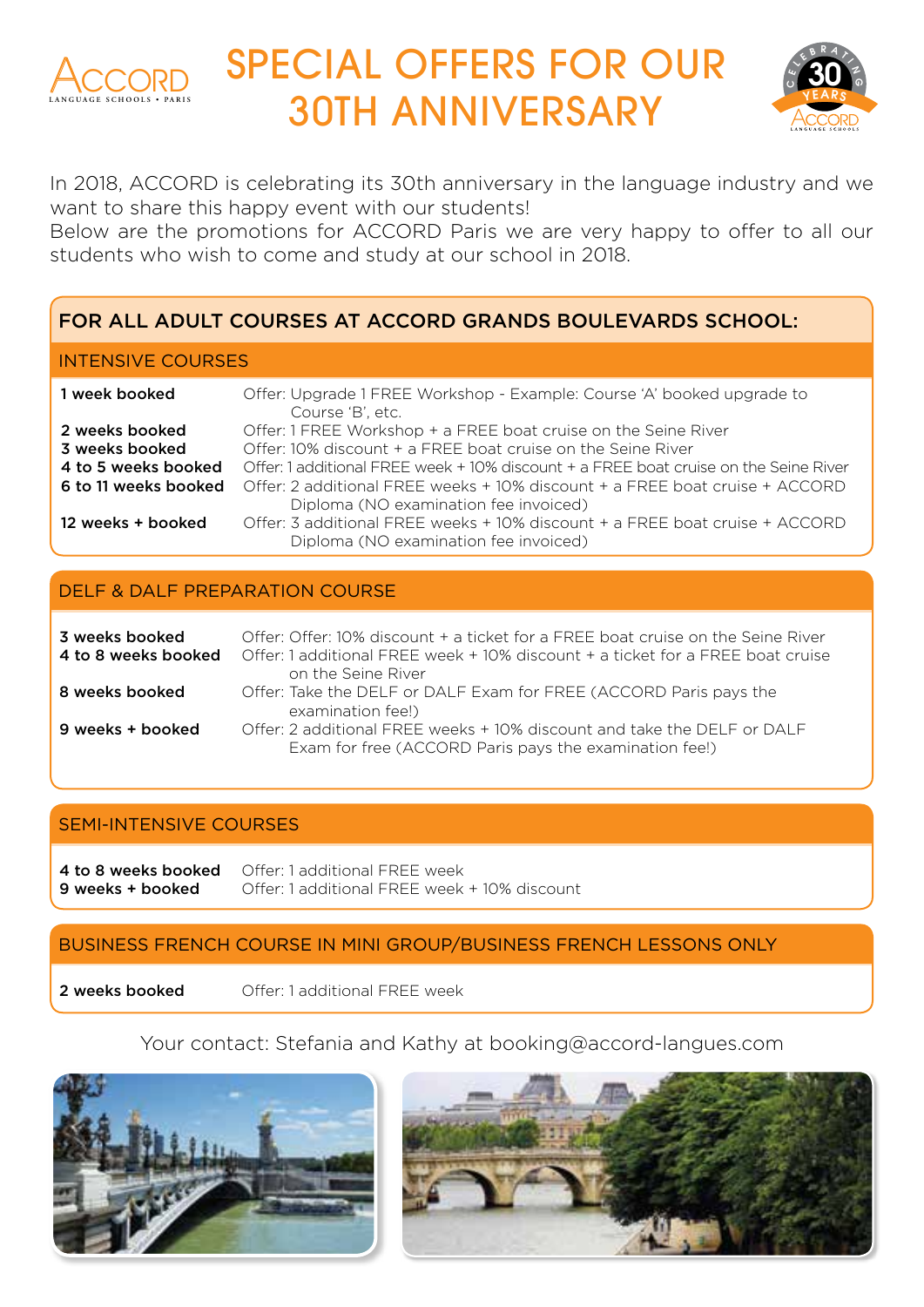# SPECIAL OFFERS FOR OUR 30TH ANNIVERSARY

In 2018, ACCORD is celebrating its 30th anniversary in the language industry and we want to share this happy event with our students!
Below are the promotions for ACCORD Paris we are very happy to offer to all our students who wish to come and study at our school in 2018.

## FOR ALL ADULT COURSES AT ACCORD GRANDS BOULEVARDS SCHOOL:

### INTENSIVE COURSES

| | |
|---|---|
| **1 week booked** | Offer: Upgrade 1 FREE Workshop - Example: Course 'A' booked upgrade to Course 'B', etc. |
| **2 weeks booked** | Offer: 1 FREE Workshop + a FREE boat cruise on the Seine River |
| **3 weeks booked** | Offer: 10% discount + a FREE boat cruise on the Seine River |
| **4 to 5 weeks booked** | Offer: 1 additional FREE week + 10% discount + a FREE boat cruise on the Seine River |
| **6 to 11 weeks booked** | Offer: 2 additional FREE weeks + 10% discount + a FREE boat cruise + ACCORD Diploma (NO examination fee invoiced) |
| **12 weeks + booked** | Offer: 3 additional FREE weeks + 10% discount + a FREE boat cruise + ACCORD Diploma (NO examination fee invoiced) |

### DELF & DALF PREPARATION COURSE

| | |
|---|---|
| **3 weeks booked** | Offer: Offer: 10% discount + a ticket for a FREE boat cruise on the Seine River |
| **4 to 8 weeks booked** | Offer: 1 additional FREE week + 10% discount + a ticket for a FREE boat cruise on the Seine River |
| **8 weeks booked** | Offer: Take the DELF or DALF Exam for FREE (ACCORD Paris pays the examination fee!) |
| **9 weeks + booked** | Offer: 2 additional FREE weeks + 10% discount and take the DELF or DALF Exam for free (ACCORD Paris pays the examination fee!) |

### SEMI-INTENSIVE COURSES

| | |
|---|---|
| **4 to 8 weeks booked** | Offer: 1 additional FREE week |
| **9 weeks + booked** | Offer: 1 additional FREE week + 10% discount |

### BUSINESS FRENCH COURSE IN MINI GROUP/BUSINESS FRENCH LESSONS ONLY

| | |
|---|---|
| **2 weeks booked** | Offer: 1 additional FREE week |

Your contact: Stefania and Kathy at booking@accord-langues.com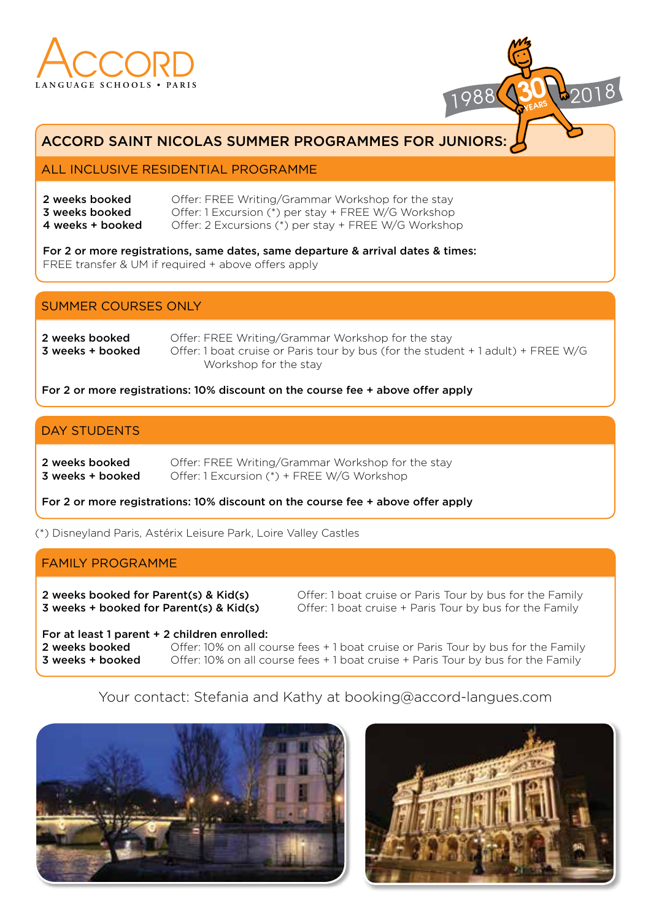ACCORD

LANGUAGE SCHOOLS • PARIS

1988 30 YEARS 2018

# ACCORD SAINT NICOLAS SUMMER PROGRAMMES FOR JUNIORS:

## ALL INCLUSIVE RESIDENTIAL PROGRAMME

**2 weeks booked** Offer: FREE Writing/Grammar Workshop for the stay
**3 weeks booked** Offer: 1 Excursion (*) per stay + FREE W/G Workshop
**4 weeks + booked** Offer: 2 Excursions (*) per stay + FREE W/G Workshop

**For 2 or more registrations, same dates, same departure & arrival dates & times:**
FREE transfer & UM if required + above offers apply

## SUMMER COURSES ONLY

**2 weeks booked** Offer: FREE Writing/Grammar Workshop for the stay
**3 weeks + booked** Offer: 1 boat cruise or Paris tour by bus (for the student + 1 adult) + FREE W/G Workshop for the stay

**For 2 or more registrations: 10% discount on the course fee + above offer apply**

## DAY STUDENTS

**2 weeks booked** Offer: FREE Writing/Grammar Workshop for the stay
**3 weeks + booked** Offer: 1 Excursion (*) + FREE W/G Workshop

**For 2 or more registrations: 10% discount on the course fee + above offer apply**

(*) Disneyland Paris, Astérix Leisure Park, Loire Valley Castles

## FAMILY PROGRAMME

**2 weeks booked for Parent(s) & Kid(s)** Offer: 1 boat cruise or Paris Tour by bus for the Family
**3 weeks + booked for Parent(s) & Kid(s)** Offer: 1 boat cruise + Paris Tour by bus for the Family

**For at least 1 parent + 2 children enrolled:**
**2 weeks booked** Offer: 10% on all course fees + 1 boat cruise or Paris Tour by bus for the Family
**3 weeks + booked** Offer: 10% on all course fees + 1 boat cruise + Paris Tour by bus for the Family

Your contact: Stefania and Kathy at booking@accord-langues.com